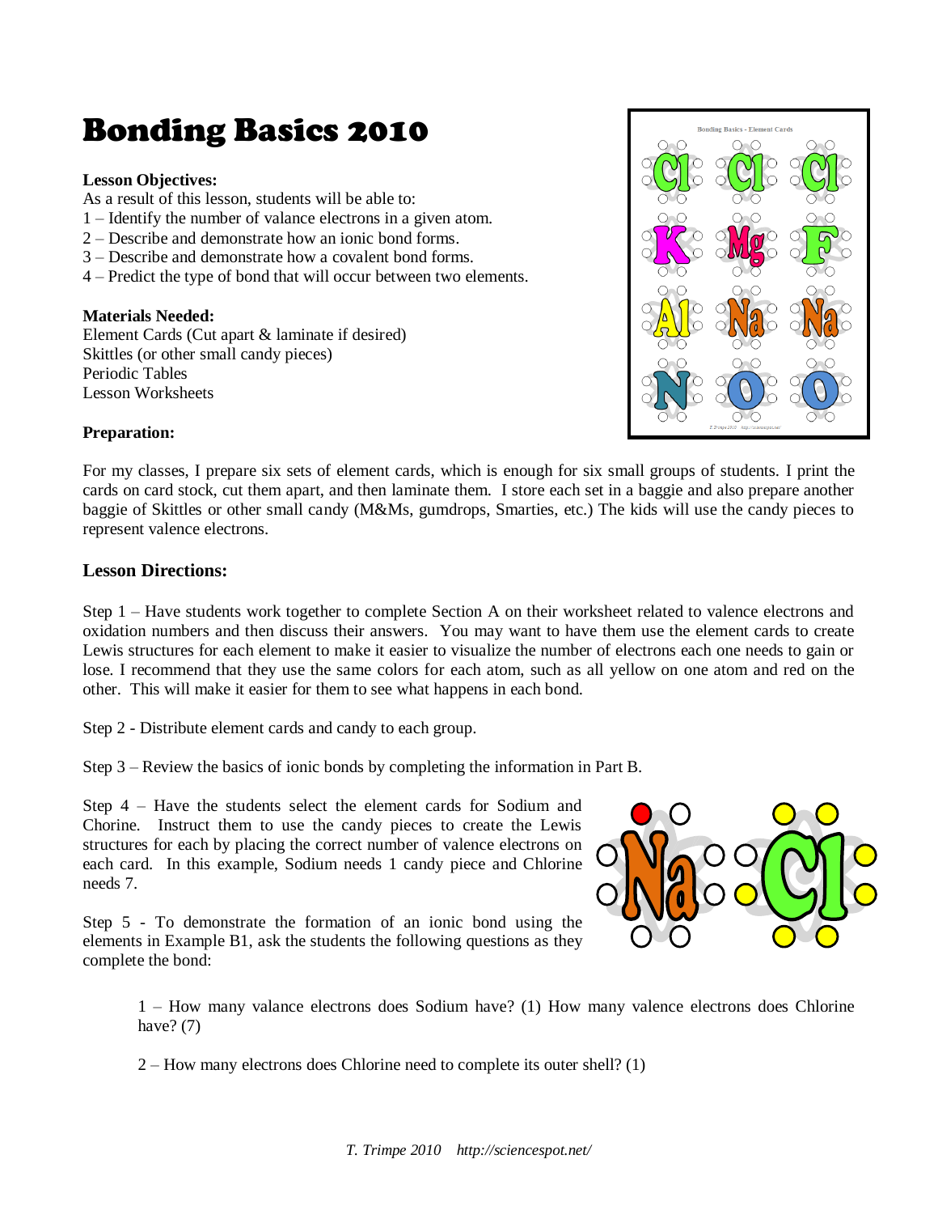# Bonding Basics 2010

**Lesson Objectives:**

As a result of this lesson, students will be able to:

1 – Identify the number of valance electrons in a given atom.
2 – Describe and demonstrate how an ionic bond forms.
3 – Describe and demonstrate how a covalent bond forms.
4 – Predict the type of bond that will occur between two elements.

**Materials Needed:**

Element Cards (Cut apart & laminate if desired)
Skittles (or other small candy pieces)
Periodic Tables
Lesson Worksheets

**Preparation:**

For my classes, I prepare six sets of element cards, which is enough for six small groups of students. I print the cards on card stock, cut them apart, and then laminate them. I store each set in a baggie and also prepare another baggie of Skittles or other small candy (M&Ms, gumdrops, Smarties, etc.) The kids will use the candy pieces to represent valence electrons.

## Lesson Directions:

Step 1 – Have students work together to complete Section A on their worksheet related to valence electrons and oxidation numbers and then discuss their answers. You may want to have them use the element cards to create Lewis structures for each element to make it easier to visualize the number of electrons each one needs to gain or lose. I recommend that they use the same colors for each atom, such as all yellow on one atom and red on the other. This will make it easier for them to see what happens in each bond.

Step 2 - Distribute element cards and candy to each group.

Step 3 – Review the basics of ionic bonds by completing the information in Part B.

Step 4 – Have the students select the element cards for Sodium and Chorine. Instruct them to use the candy pieces to create the Lewis structures for each by placing the correct number of valence electrons on each card. In this example, Sodium needs 1 candy piece and Chlorine needs 7.

Step 5 - To demonstrate the formation of an ionic bond using the elements in Example B1, ask the students the following questions as they complete the bond:

> 1 – How many valance electrons does Sodium have? (1) How many valence electrons does Chlorine have? (7)
>
> 2 – How many electrons does Chlorine need to complete its outer shell? (1)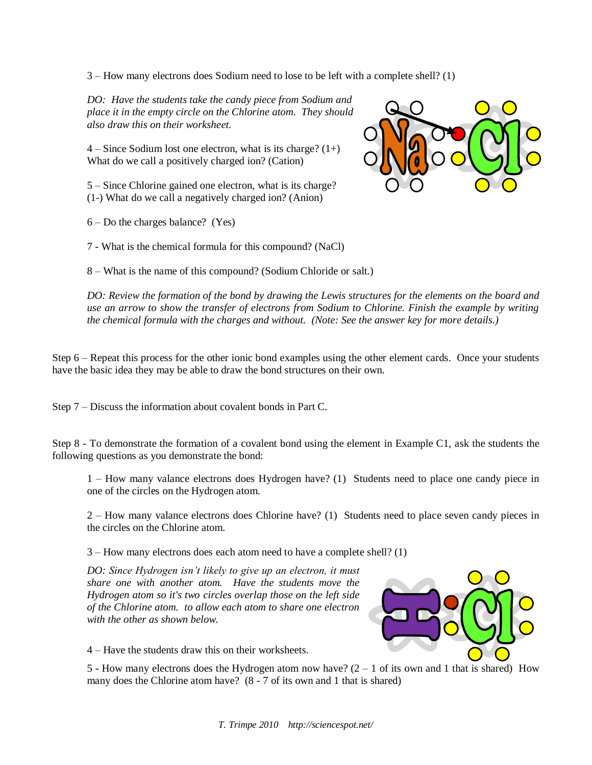3 – How many electrons does Sodium need to lose to be left with a complete shell? (1)

*DO: Have the students take the candy piece from Sodium and place it in the empty circle on the Chlorine atom. They should also draw this on their worksheet.*

4 – Since Sodium lost one electron, what is its charge? (1+)
What do we call a positively charged ion? (Cation)

5 – Since Chlorine gained one electron, what is its charge? (1-) What do we call a negatively charged ion? (Anion)

6 – Do the charges balance? (Yes)

7 - What is the chemical formula for this compound? (NaCl)

8 – What is the name of this compound? (Sodium Chloride or salt.)

*DO: Review the formation of the bond by drawing the Lewis structures for the elements on the board and use an arrow to show the transfer of electrons from Sodium to Chlorine. Finish the example by writing the chemical formula with the charges and without. (Note: See the answer key for more details.)*

Step 6 – Repeat this process for the other ionic bond examples using the other element cards. Once your students have the basic idea they may be able to draw the bond structures on their own.

Step 7 – Discuss the information about covalent bonds in Part C.

Step 8 - To demonstrate the formation of a covalent bond using the element in Example C1, ask the students the following questions as you demonstrate the bond:

1 – How many valance electrons does Hydrogen have? (1) Students need to place one candy piece in one of the circles on the Hydrogen atom.

2 – How many valance electrons does Chlorine have? (1) Students need to place seven candy pieces in the circles on the Chlorine atom.

3 – How many electrons does each atom need to have a complete shell? (1)

*DO: Since Hydrogen isn't likely to give up an electron, it must share one with another atom. Have the students move the Hydrogen atom so it's two circles overlap those on the left side of the Chlorine atom. to allow each atom to share one electron with the other as shown below.*

4 – Have the students draw this on their worksheets.

5 - How many electrons does the Hydrogen atom now have? (2 – 1 of its own and 1 that is shared) How many does the Chlorine atom have? (8 - 7 of its own and 1 that is shared)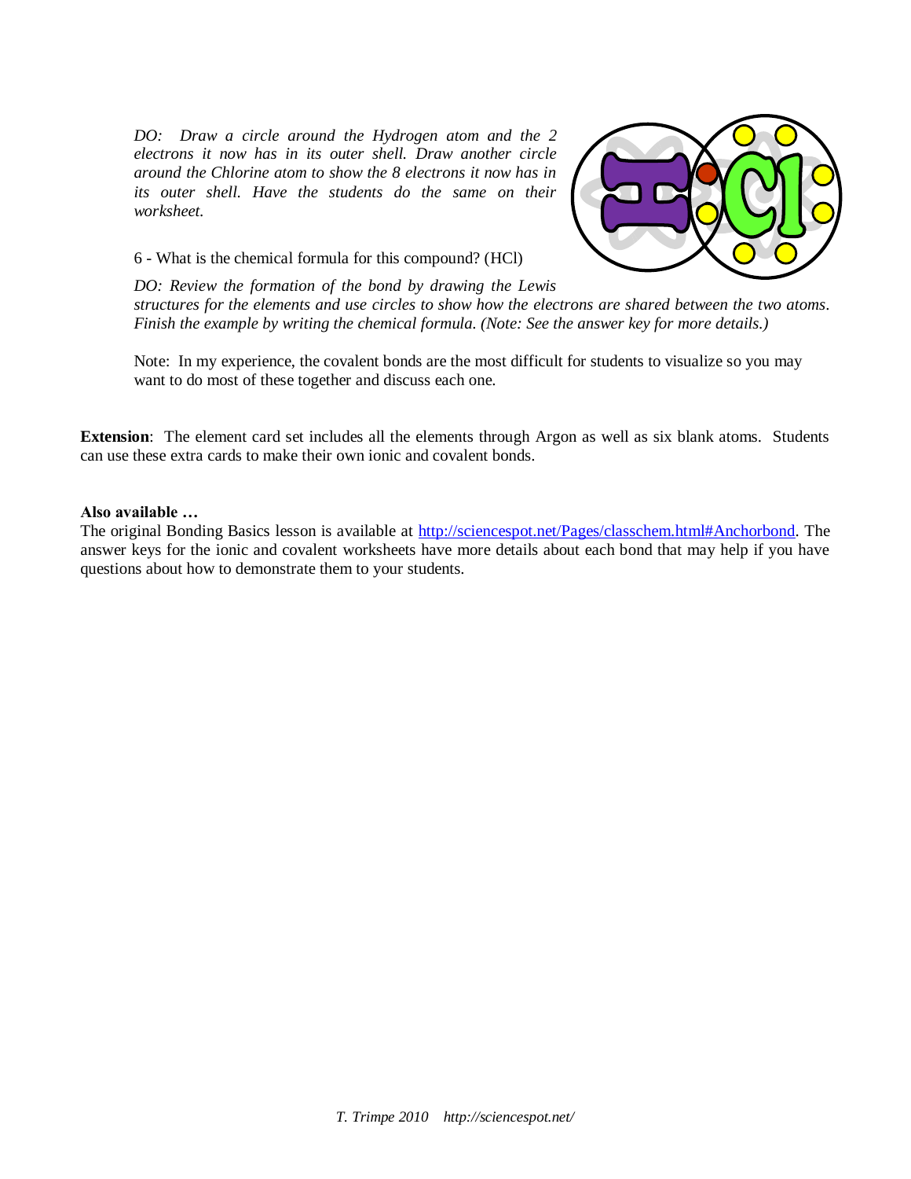*DO: Draw a circle around the Hydrogen atom and the 2 electrons it now has in its outer shell. Draw another circle around the Chlorine atom to show the 8 electrons it now has in its outer shell. Have the students do the same on their worksheet.*

6 - What is the chemical formula for this compound? (HCl)

*DO: Review the formation of the bond by drawing the Lewis structures for the elements and use circles to show how the electrons are shared between the two atoms. Finish the example by writing the chemical formula. (Note: See the answer key for more details.)*

Note: In my experience, the covalent bonds are the most difficult for students to visualize so you may want to do most of these together and discuss each one.

**Extension**: The element card set includes all the elements through Argon as well as six blank atoms. Students can use these extra cards to make their own ionic and covalent bonds.

**Also available …**

The original Bonding Basics lesson is available at http://sciencespot.net/Pages/classchem.html#Anchorbond. The answer keys for the ionic and covalent worksheets have more details about each bond that may help if you have questions about how to demonstrate them to your students.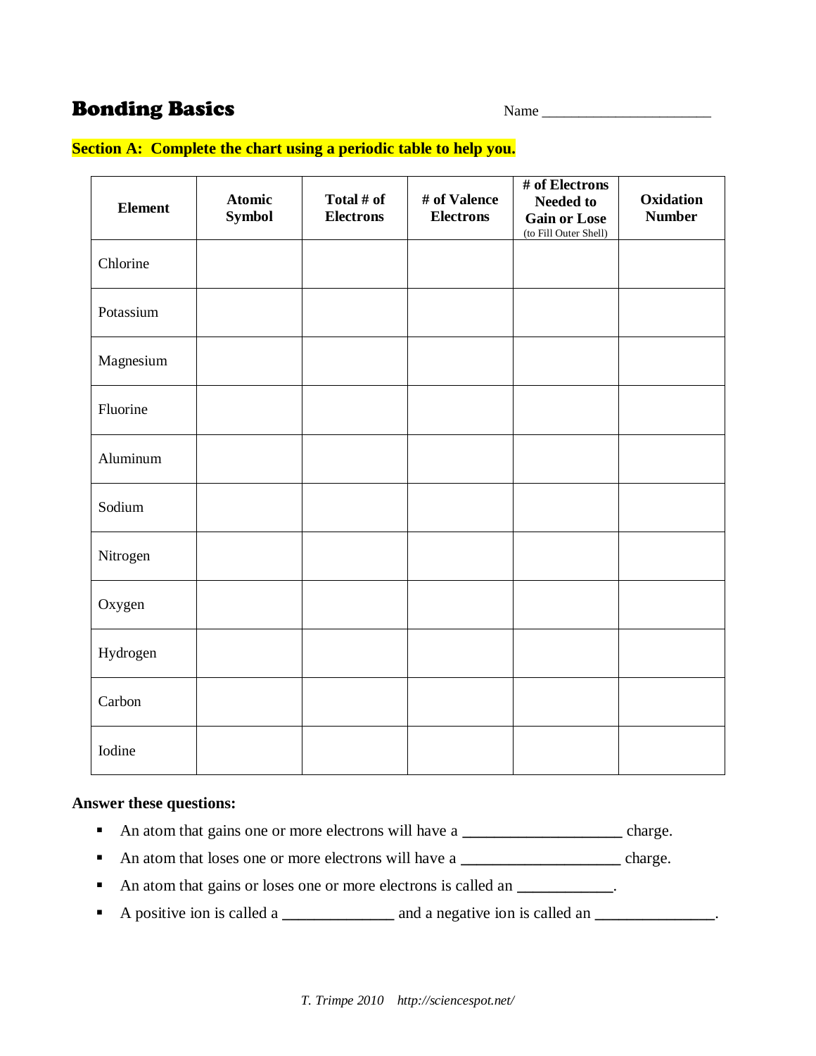# Bonding Basics

Name ______________________

**Section A: Complete the chart using a periodic table to help you.**

| Element | Atomic Symbol | Total # of Electrons | # of Valence Electrons | # of Electrons Needed to Gain or Lose (to Fill Outer Shell) | Oxidation Number |
|---|---|---|---|---|---|
| Chlorine | | | | | |
| Potassium | | | | | |
| Magnesium | | | | | |
| Fluorine | | | | | |
| Aluminum | | | | | |
| Sodium | | | | | |
| Nitrogen | | | | | |
| Oxygen | | | | | |
| Hydrogen | | | | | |
| Carbon | | | | | |
| Iodine | | | | | |

**Answer these questions:**

- An atom that gains one or more electrons will have a ____________________ charge.
- An atom that loses one or more electrons will have a ____________________ charge.
- An atom that gains or loses one or more electrons is called an ____________.
- A positive ion is called a ______________ and a negative ion is called an _______________.

*T. Trimpe 2010 http://sciencespot.net/*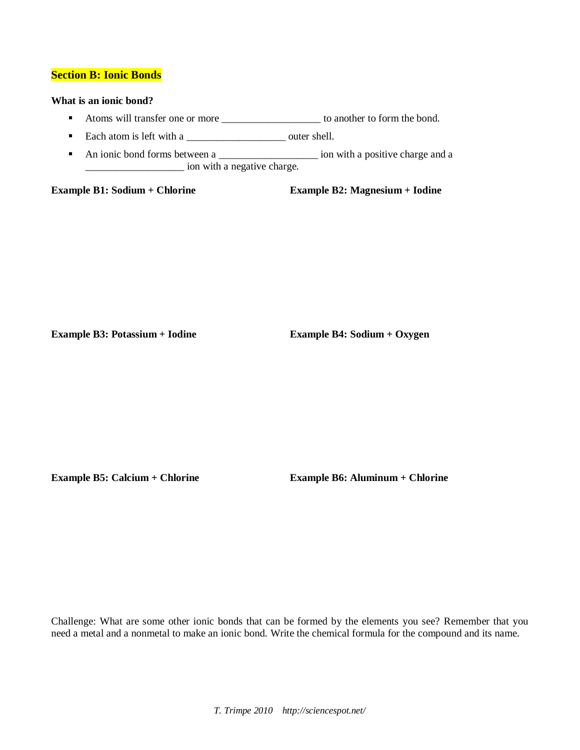## Section B: Ionic Bonds

**What is an ionic bond?**

- Atoms will transfer one or more ___________________ to another to form the bond.
- Each atom is left with a ___________________ outer shell.
- An ionic bond forms between a ___________________ ion with a positive charge and a ___________________ ion with a negative charge.

**Example B1: Sodium + Chlorine**

**Example B2: Magnesium + Iodine**

**Example B3: Potassium + Iodine**

**Example B4: Sodium + Oxygen**

**Example B5: Calcium + Chlorine**

**Example B6: Aluminum + Chlorine**

Challenge: What are some other ionic bonds that can be formed by the elements you see? Remember that you need a metal and a nonmetal to make an ionic bond. Write the chemical formula for the compound and its name.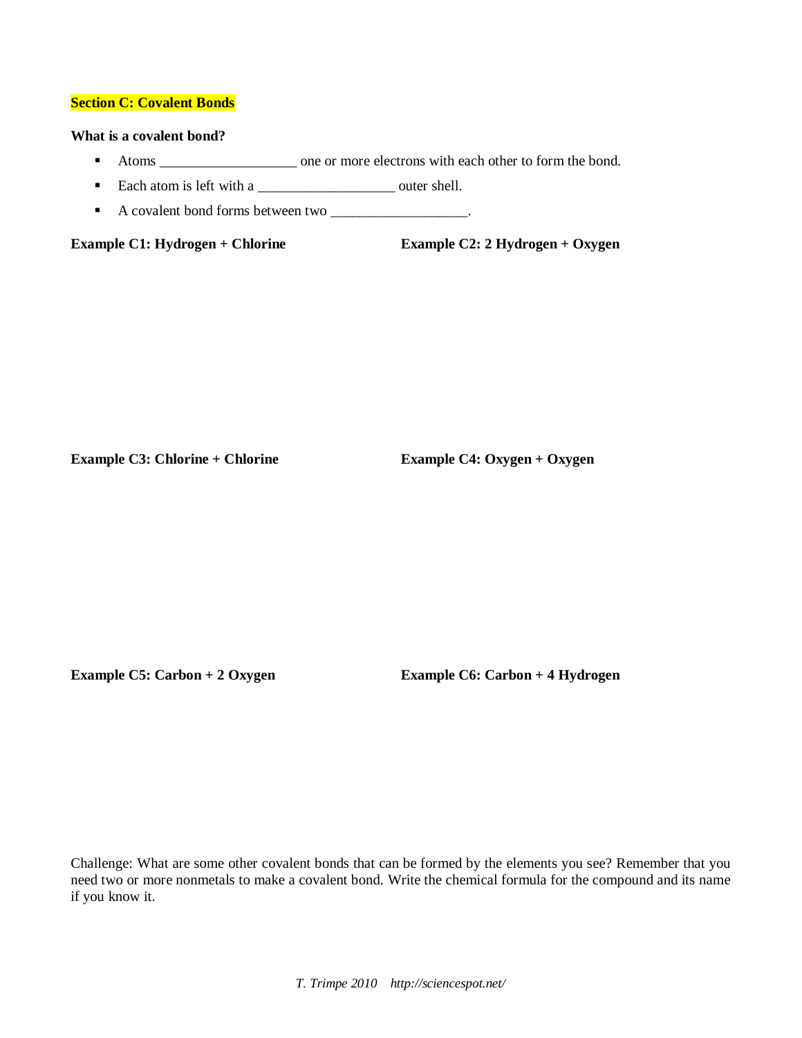## Section C: Covalent Bonds

**What is a covalent bond?**

- Atoms ___________________ one or more electrons with each other to form the bond.
- Each atom is left with a ___________________ outer shell.
- A covalent bond forms between two ___________________.

**Example C1: Hydrogen + Chlorine**

**Example C2: 2 Hydrogen + Oxygen**

**Example C3: Chlorine + Chlorine**

**Example C4: Oxygen + Oxygen**

**Example C5: Carbon + 2 Oxygen**

**Example C6: Carbon + 4 Hydrogen**

Challenge: What are some other covalent bonds that can be formed by the elements you see? Remember that you need two or more nonmetals to make a covalent bond. Write the chemical formula for the compound and its name if you know it.

*T. Trimpe 2010 http://sciencespot.net/*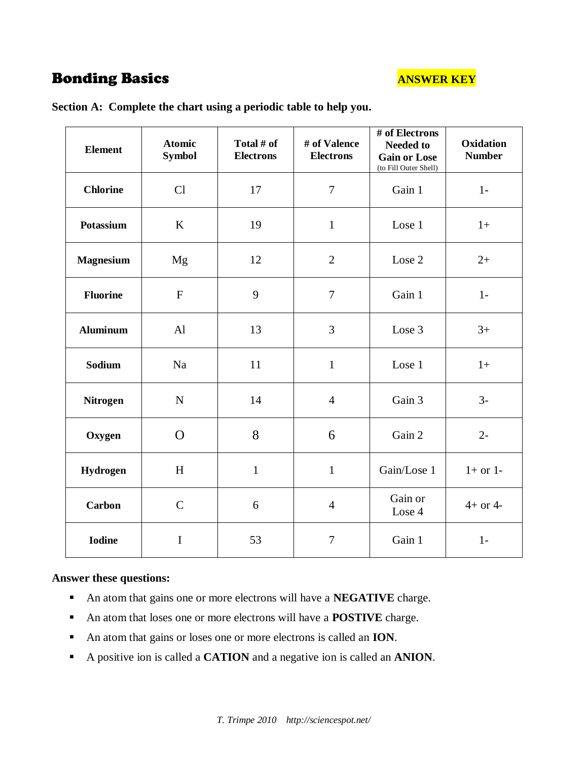# Bonding Basics

**ANSWER KEY**

**Section A: Complete the chart using a periodic table to help you.**

| Element | Atomic Symbol | Total # of Electrons | # of Valence Electrons | # of Electrons Needed to Gain or Lose (to Fill Outer Shell) | Oxidation Number |
|---|---|---|---|---|---|
| **Chlorine** | Cl | 17 | 7 | Gain 1 | 1- |
| **Potassium** | K | 19 | 1 | Lose 1 | 1+ |
| **Magnesium** | Mg | 12 | 2 | Lose 2 | 2+ |
| **Fluorine** | F | 9 | 7 | Gain 1 | 1- |
| **Aluminum** | Al | 13 | 3 | Lose 3 | 3+ |
| **Sodium** | Na | 11 | 1 | Lose 1 | 1+ |
| **Nitrogen** | N | 14 | 4 | Gain 3 | 3- |
| **Oxygen** | O | 8 | 6 | Gain 2 | 2- |
| **Hydrogen** | H | 1 | 1 | Gain/Lose 1 | 1+ or 1- |
| **Carbon** | C | 6 | 4 | Gain or Lose 4 | 4+ or 4- |
| **Iodine** | I | 53 | 7 | Gain 1 | 1- |

**Answer these questions:**

- An atom that gains one or more electrons will have a **NEGATIVE** charge.
- An atom that loses one or more electrons will have a **POSTIVE** charge.
- An atom that gains or loses one or more electrons is called an **ION**.
- A positive ion is called a **CATION** and a negative ion is called an **ANION**.

*T. Trimpe 2010 http://sciencespot.net/*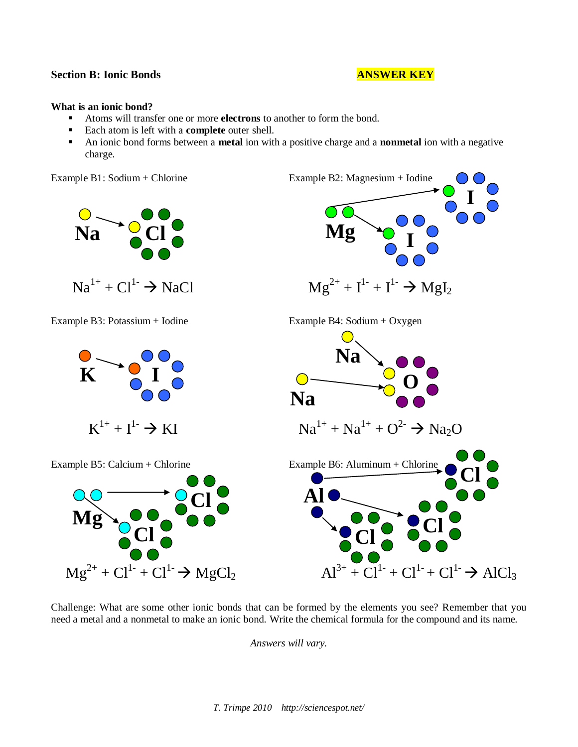**Section B: Ionic Bonds** **ANSWER KEY**

**What is an ionic bond?**

- Atoms will transfer one or more **electrons** to another to form the bond.
- Each atom is left with a **complete** outer shell.
- An ionic bond forms between a **metal** ion with a positive charge and a **nonmetal** ion with a negative charge.

Example B1: Sodium + Chlorine

Na Cl

$Na^{1+} + Cl^{1-} \rightarrow NaCl$

Example B2: Magnesium + Iodine

Mg I I

$Mg^{2+} + I^{1-} + I^{1-} \rightarrow MgI_2$

Example B3: Potassium + Iodine

K I

$K^{1+} + I^{1-} \rightarrow KI$

Example B4: Sodium + Oxygen

Na Na O

$Na^{1+} + Na^{1+} + O^{2-} \rightarrow Na_2O$

Example B5: Calcium + Chlorine

Mg Cl Cl

$Mg^{2+} + Cl^{1-} + Cl^{1-} \rightarrow MgCl_2$

Example B6: Aluminum + Chlorine

Al Cl Cl Cl

$Al^{3+} + Cl^{1-} + Cl^{1-} + Cl^{1-} \rightarrow AlCl_3$

Challenge: What are some other ionic bonds that can be formed by the elements you see? Remember that you need a metal and a nonmetal to make an ionic bond. Write the chemical formula for the compound and its name.

*Answers will vary.*

*T. Trimpe 2010 http://sciencespot.net/*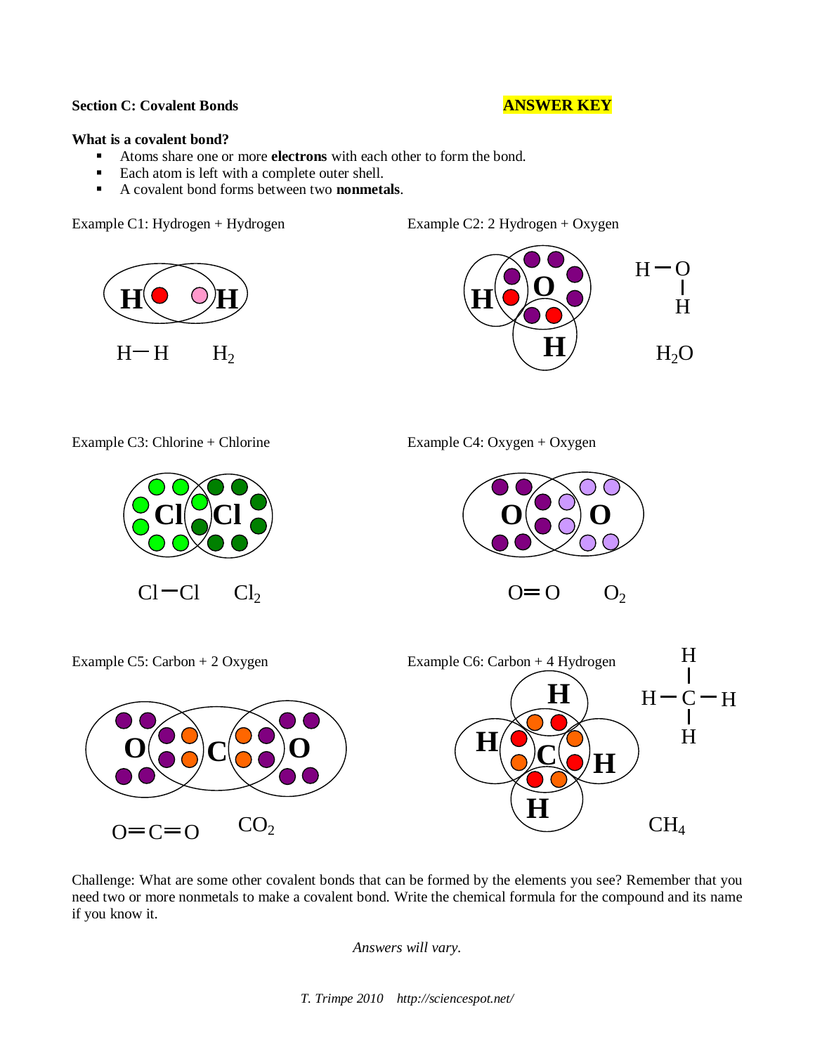**Section C: Covalent Bonds** **ANSWER KEY**

**What is a covalent bond?**

- Atoms share one or more **electrons** with each other to form the bond.
- Each atom is left with a complete outer shell.
- A covalent bond forms between two **nonmetals**.

Example C1: Hydrogen + Hydrogen

H H

H─H $H_2$

Example C2: 2 Hydrogen + Oxygen

H O H

H─O
│
H

$H_2O$

Example C3: Chlorine + Chlorine

Cl Cl

Cl─Cl $Cl_2$

Example C4: Oxygen + Oxygen

O O

O═O $O_2$

Example C5: Carbon + 2 Oxygen

O C O

O═C═O $CO_2$

Example C6: Carbon + 4 Hydrogen

H H C H H

H
│
H─C─H
│
H

$CH_4$

Challenge: What are some other covalent bonds that can be formed by the elements you see? Remember that you need two or more nonmetals to make a covalent bond. Write the chemical formula for the compound and its name if you know it.

*Answers will vary.*

*T. Trimpe 2010 http://sciencespot.net/*